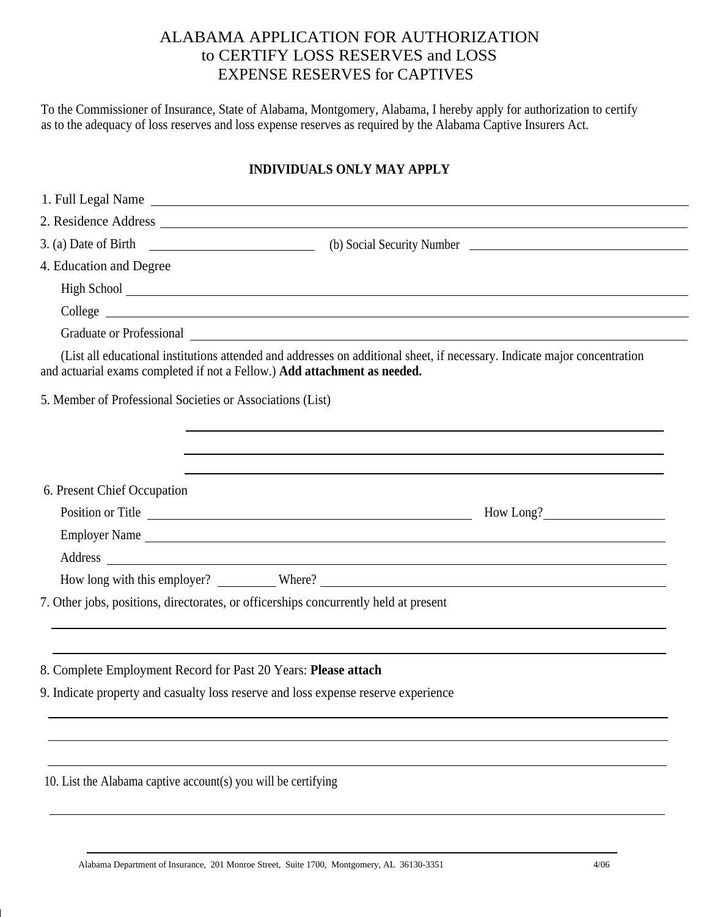# ALABAMA APPLICATION FOR AUTHORIZATION to CERTIFY LOSS RESERVES and LOSS EXPENSE RESERVES for CAPTIVES

To the Commissioner of Insurance, State of Alabama, Montgomery, Alabama, I hereby apply for authorization to certify as to the adequacy of loss reserves and loss expense reserves as required by the Alabama Captive Insurers Act.

**INDIVIDUALS ONLY MAY APPLY**

1. Full Legal Name ______________________________

2. Residence Address ______________________________

3. (a) Date of Birth ______________ (b) Social Security Number ______________

4. Education and Degree

   High School ______________________________

   College ______________________________

   Graduate or Professional ______________________________

   (List all educational institutions attended and addresses on additional sheet, if necessary. Indicate major concentration and actuarial exams completed if not a Fellow.) **Add attachment as needed.**

5. Member of Professional Societies or Associations (List)

   ______________________________

   ______________________________

   ______________________________

6. Present Chief Occupation

   Position or Title ______________________________ How Long? ______________

   Employer Name ______________________________

   Address ______________________________

   How long with this employer? __________ Where? ______________________________

7. Other jobs, positions, directorates, or officerships concurrently held at present

   ______________________________

   ______________________________

8. Complete Employment Record for Past 20 Years: **Please attach**

9. Indicate property and casualty loss reserve and loss expense reserve experience

   ______________________________

   ______________________________

   ______________________________

10. List the Alabama captive account(s) you will be certifying

   ______________________________

Alabama Department of Insurance, 201 Monroe Street, Suite 1700, Montgomery, AL 36130-3351 4/06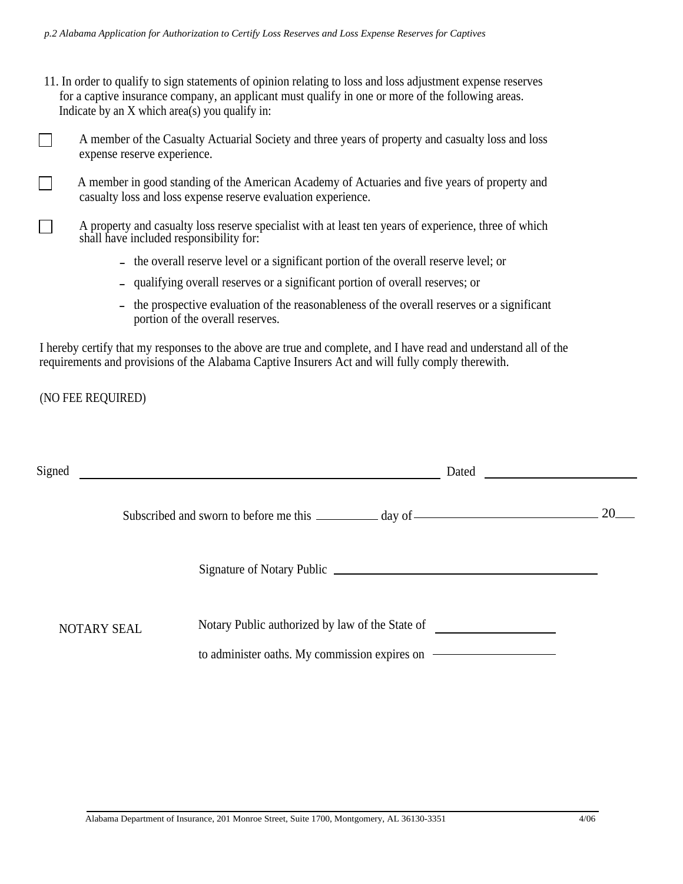11. In order to qualify to sign statements of opinion relating to loss and loss adjustment expense reserves for a captive insurance company, an applicant must qualify in one or more of the following areas. Indicate by an X which area(s) you qualify in:

☐ A member of the Casualty Actuarial Society and three years of property and casualty loss and loss expense reserve experience.

☐ A member in good standing of the American Academy of Actuaries and five years of property and casualty loss and loss expense reserve evaluation experience.

☐ A property and casualty loss reserve specialist with at least ten years of experience, three of which shall have included responsibility for:

- the overall reserve level or a significant portion of the overall reserve level; or
- qualifying overall reserves or a significant portion of overall reserves; or
- the prospective evaluation of the reasonableness of the overall reserves or a significant portion of the overall reserves.

I hereby certify that my responses to the above are true and complete, and I have read and understand all of the requirements and provisions of the Alabama Captive Insurers Act and will fully comply therewith.

(NO FEE REQUIRED)

Signed ______________________________ Dated ______________

Subscribed and sworn to before me this __________ day of ______________________ 20___

Signature of Notary Public ______________________________

NOTARY SEAL

Notary Public authorized by law of the State of ______________

to administer oaths. My commission expires on ______________